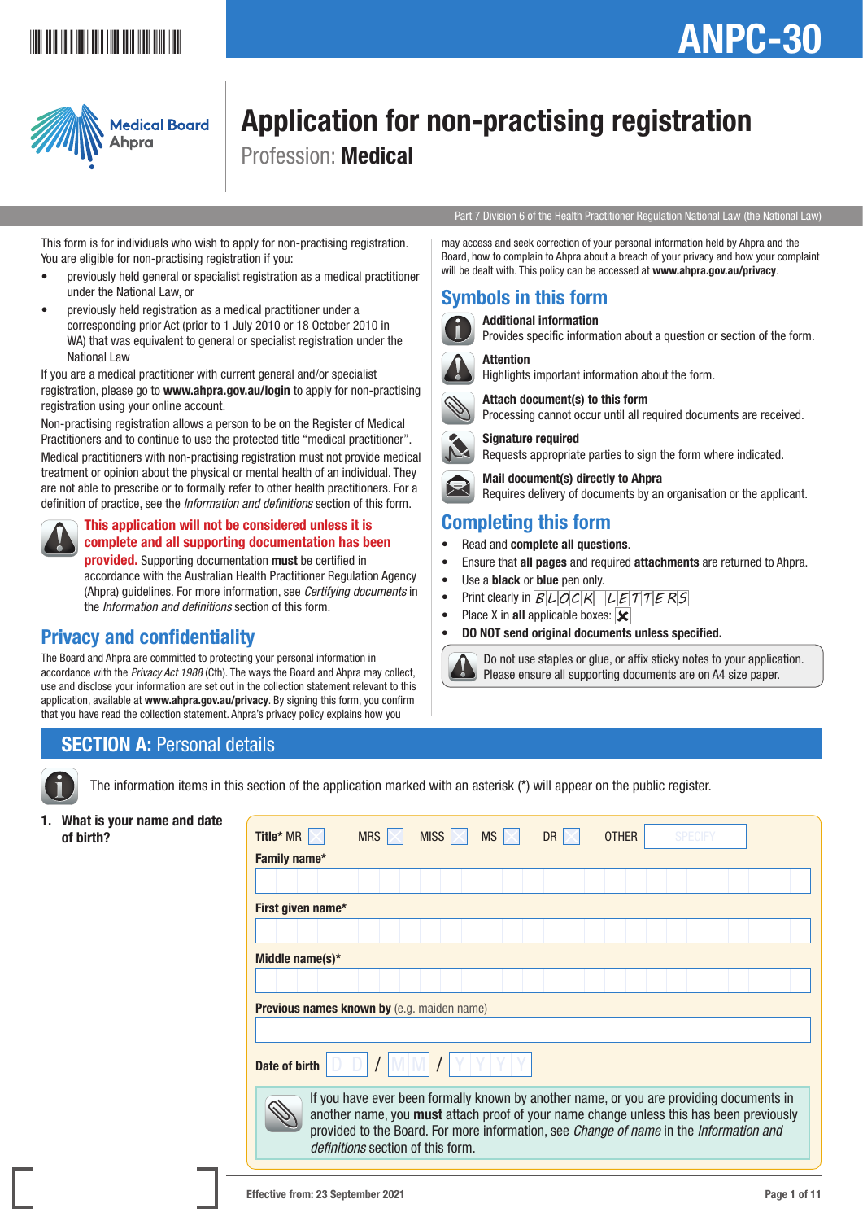# ANPC-30

Medical Board
Ahpra

# Application for non-practising registration

Profession: **Medical**

Part 7 Division 6 of the Health Practitioner Regulation National Law (the National Law)

This form is for individuals who wish to apply for non-practising registration. You are eligible for non-practising registration if you:

- previously held general or specialist registration as a medical practitioner under the National Law, or
- previously held registration as a medical practitioner under a corresponding prior Act (prior to 1 July 2010 or 18 October 2010 in WA) that was equivalent to general or specialist registration under the National Law

If you are a medical practitioner with current general and/or specialist registration, please go to **www.ahpra.gov.au/login** to apply for non-practising registration using your online account.

Non-practising registration allows a person to be on the Register of Medical Practitioners and to continue to use the protected title "medical practitioner".

Medical practitioners with non-practising registration must not provide medical treatment or opinion about the physical or mental health of an individual. They are not able to prescribe or to formally refer to other health practitioners. For a definition of practice, see the *Information and definitions* section of this form.

**This application will not be considered unless it is complete and all supporting documentation has been provided.** Supporting documentation **must** be certified in accordance with the Australian Health Practitioner Regulation Agency (Ahpra) guidelines. For more information, see *Certifying documents* in the *Information and definitions* section of this form.

## Privacy and confidentiality

The Board and Ahpra are committed to protecting your personal information in accordance with the *Privacy Act 1988* (Cth). The ways the Board and Ahpra may collect, use and disclose your information are set out in the collection statement relevant to this application, available at **www.ahpra.gov.au/privacy**. By signing this form, you confirm that you have read the collection statement. Ahpra's privacy policy explains how you may access and seek correction of your personal information held by Ahpra and the Board, how to complain to Ahpra about a breach of your privacy and how your complaint will be dealt with. This policy can be accessed at **www.ahpra.gov.au/privacy**.

## Symbols in this form

**Additional information**
Provides specific information about a question or section of the form.

**Attention**
Highlights important information about the form.

**Attach document(s) to this form**
Processing cannot occur until all required documents are received.

**Signature required**
Requests appropriate parties to sign the form where indicated.

**Mail document(s) directly to Ahpra**
Requires delivery of documents by an organisation or the applicant.

## Completing this form

- Read and **complete all questions**.
- Ensure that **all pages** and required **attachments** are returned to Ahpra.
- Use a **black** or **blue** pen only.
- Print clearly in BLOCK LETTERS
- Place X in **all** applicable boxes: ☒
- **DO NOT send original documents unless specified.**

Do not use staples or glue, or affix sticky notes to your application. Please ensure all supporting documents are on A4 size paper.

## SECTION A: Personal details

The information items in this section of the application marked with an asterisk (*) will appear on the public register.

**1. What is your name and date of birth?**

**Title*** MR ☐ MRS ☐ MISS ☐ MS ☐ DR ☐ OTHER ______ (SPECIFY)

**Family name***

**First given name***

**Middle name(s)***

**Previous names known by** (e.g. maiden name)

**Date of birth** DD / MM / YYYY

If you have ever been formally known by another name, or you are providing documents in another name, you **must** attach proof of your name change unless this has been previously provided to the Board. For more information, see *Change of name* in the *Information and definitions* section of this form.

Effective from: 23 September 2021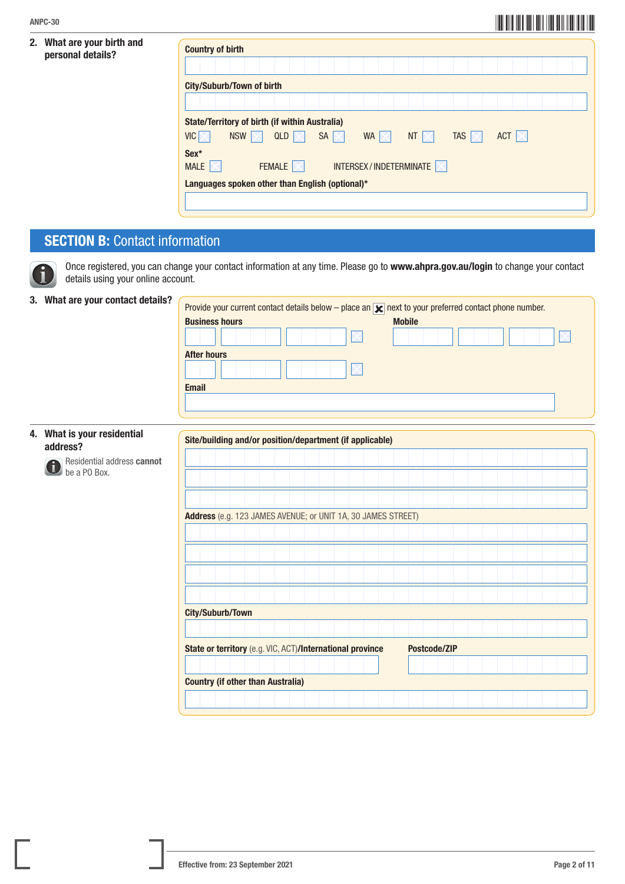**2. What are your birth and personal details?**

**Country of birth**

**City/Suburb/Town of birth**

**State/Territory of birth (if within Australia)**

VIC ☐ NSW ☐ QLD ☐ SA ☐ WA ☐ NT ☐ TAS ☐ ACT ☐

**Sex***

MALE ☐ FEMALE ☐ INTERSEX / INDETERMINATE ☐

**Languages spoken other than English (optional)***

## SECTION B: Contact information

Once registered, you can change your contact information at any time. Please go to **www.ahpra.gov.au/login** to change your contact details using your online account.

**3. What are your contact details?**

Provide your current contact details below – place an ☒ next to your preferred contact phone number.

**Business hours** ☐

**Mobile** ☐

**After hours** ☐

**Email**

**4. What is your residential address?**

Residential address **cannot** be a PO Box.

**Site/building and/or position/department (if applicable)**

**Address** (e.g. 123 JAMES AVENUE; or UNIT 1A, 30 JAMES STREET)

**City/Suburb/Town**

**State or territory** (e.g. VIC, ACT)**/International province**

**Postcode/ZIP**

**Country (if other than Australia)**

Effective from: 23 September 2021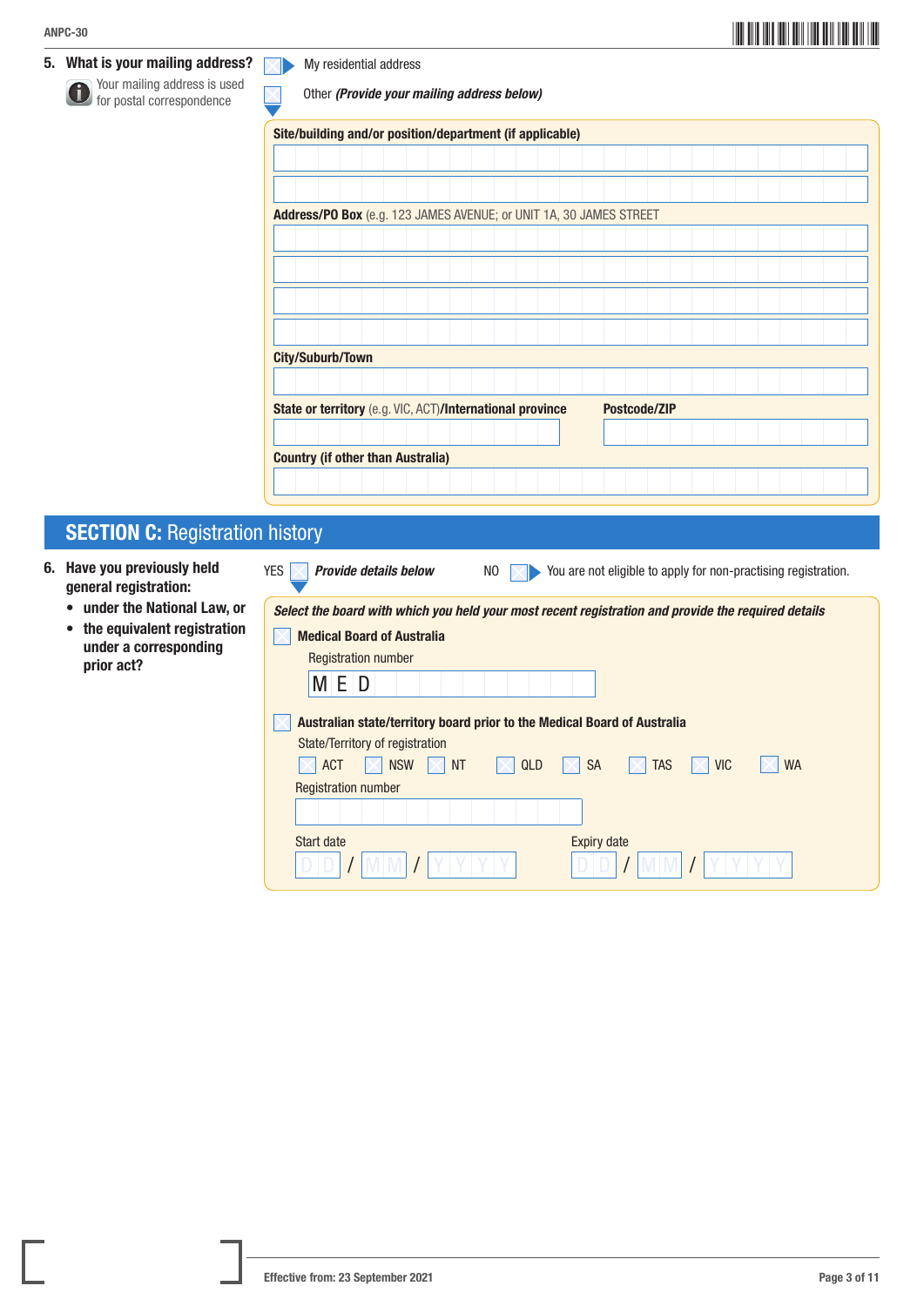**5. What is your mailing address?**

Your mailing address is used for postal correspondence

☐ My residential address

☐ Other *(Provide your mailing address below)*

**Site/building and/or position/department (if applicable)**

**Address/PO Box** (e.g. 123 JAMES AVENUE; or UNIT 1A, 30 JAMES STREET)

**City/Suburb/Town**

**State or territory** (e.g. VIC, ACT)**/International province**

**Postcode/ZIP**

**Country (if other than Australia)**

## SECTION C: Registration history

**6. Have you previously held general registration:**

- **under the National Law, or**
- **the equivalent registration under a corresponding prior act?**

YES ☐ ***Provide details below***

NO ☐ You are not eligible to apply for non-practising registration.

***Select the board with which you held your most recent registration and provide the required details***

☐ **Medical Board of Australia**

Registration number

M E D

☐ **Australian state/territory board prior to the Medical Board of Australia**

State/Territory of registration

☐ ACT ☐ NSW ☐ NT ☐ QLD ☐ SA ☐ TAS ☐ VIC ☐ WA

Registration number

Start date

D D / M M / Y Y Y Y

Expiry date

D D / M M / Y Y Y Y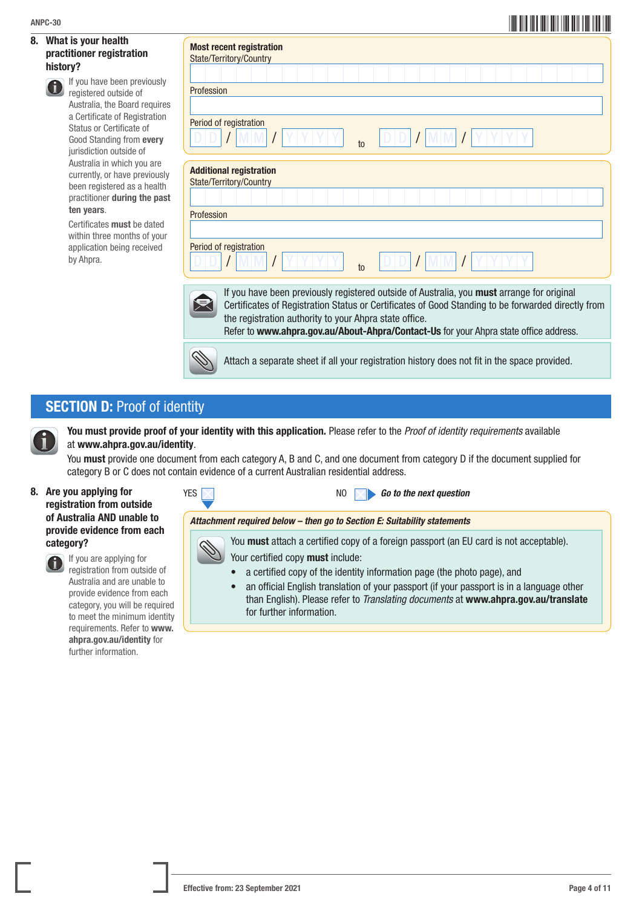## 8. What is your health practitioner registration history?

If you have been previously registered outside of Australia, the Board requires a Certificate of Registration Status or Certificate of Good Standing from **every** jurisdiction outside of Australia in which you are currently, or have previously been registered as a health practitioner **during the past ten years**.

Certificates **must** be dated within three months of your application being received by Ahpra.

**Most recent registration**

State/Territory/Country

Profession

Period of registration
DD / MM / YYYY to DD / MM / YYYY

**Additional registration**

State/Territory/Country

Profession

Period of registration
DD / MM / YYYY to DD / MM / YYYY

If you have been previously registered outside of Australia, you **must** arrange for original Certificates of Registration Status or Certificates of Good Standing to be forwarded directly from the registration authority to your Ahpra state office.
Refer to **www.ahpra.gov.au/About-Ahpra/Contact-Us** for your Ahpra state office address.

Attach a separate sheet if all your registration history does not fit in the space provided.

## SECTION D: Proof of identity

**You must provide proof of your identity with this application.** Please refer to the *Proof of identity requirements* available at **www.ahpra.gov.au/identity**.

You **must** provide one document from each category A, B and C, and one document from category D if the document supplied for category B or C does not contain evidence of a current Australian residential address.

## 8. Are you applying for registration from outside of Australia AND unable to provide evidence from each category?

If you are applying for registration from outside of Australia and are unable to provide evidence from each category, you will be required to meet the minimum identity requirements. Refer to **www.ahpra.gov.au/identity** for further information.

YES ☐ NO ☐ ***Go to the next question***

***Attachment required below – then go to Section E: Suitability statements***

You **must** attach a certified copy of a foreign passport (an EU card is not acceptable).

Your certified copy **must** include:

- a certified copy of the identity information page (the photo page), and
- an official English translation of your passport (if your passport is in a language other than English). Please refer to *Translating documents* at **www.ahpra.gov.au/translate** for further information.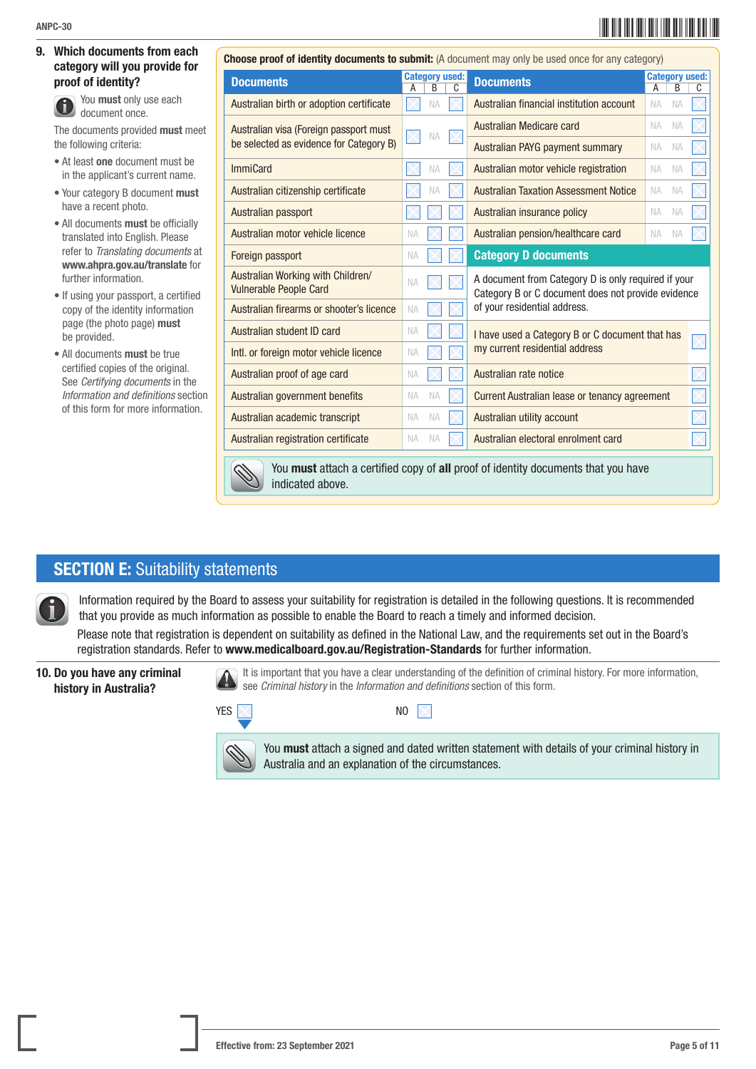## 9. Which documents from each category will you provide for proof of identity?

You **must** only use each document once.

The documents provided **must** meet the following criteria:

- At least **one** document must be in the applicant's current name.
- Your category B document **must** have a recent photo.
- All documents **must** be officially translated into English. Please refer to *Translating documents* at **www.ahpra.gov.au/translate** for further information.
- If using your passport, a certified copy of the identity information page (the photo page) **must** be provided.
- All documents **must** be true certified copies of the original. See *Certifying documents* in the *Information and definitions* section of this form for more information.

**Choose proof of identity documents to submit:** (A document may only be used once for any category)

| Documents | Category used: A | B | C |
|---|---|---|---|
| Australian birth or adoption certificate | ☐ | NA | ☐ |
| Australian visa (Foreign passport must be selected as evidence for Category B) | ☐ | NA | ☐ |
| ImmiCard | ☐ | NA | ☐ |
| Australian citizenship certificate | ☐ | NA | ☐ |
| Australian passport | ☐ | ☐ | ☐ |
| Australian motor vehicle licence | NA | ☐ | ☐ |
| Foreign passport | NA | ☐ | ☐ |
| Australian Working with Children/ Vulnerable People Card | NA | ☐ | ☐ |
| Australian firearms or shooter's licence | NA | ☐ | ☐ |
| Australian student ID card | NA | ☐ | ☐ |
| Intl. or foreign motor vehicle licence | NA | ☐ | ☐ |
| Australian proof of age card | NA | ☐ | ☐ |
| Australian government benefits | NA | NA | ☐ |
| Australian academic transcript | NA | NA | ☐ |
| Australian registration certificate | NA | NA | ☐ |

| Documents | Category used: A | B | C |
|---|---|---|---|
| Australian financial institution account | NA | NA | ☐ |
| Australian Medicare card | NA | NA | ☐ |
| Australian PAYG payment summary | NA | NA | ☐ |
| Australian motor vehicle registration | NA | NA | ☐ |
| Australian Taxation Assessment Notice | NA | NA | ☐ |
| Australian insurance policy | NA | NA | ☐ |
| Australian pension/healthcare card | NA | NA | ☐ |

**Category D documents**

A document from Category D is only required if your Category B or C document does not provide evidence of your residential address.

| | |
|---|---|
| I have used a Category B or C document that has my current residential address | ☐ |
| Australian rate notice | ☐ |
| Current Australian lease or tenancy agreement | ☐ |
| Australian utility account | ☐ |
| Australian electoral enrolment card | ☐ |

You **must** attach a certified copy of **all** proof of identity documents that you have indicated above.

## SECTION E: Suitability statements

Information required by the Board to assess your suitability for registration is detailed in the following questions. It is recommended that you provide as much information as possible to enable the Board to reach a timely and informed decision.

Please note that registration is dependent on suitability as defined in the National Law, and the requirements set out in the Board's registration standards. Refer to **www.medicalboard.gov.au/Registration-Standards** for further information.

## 10. Do you have any criminal history in Australia?

It is important that you have a clear understanding of the definition of criminal history. For more information, see *Criminal history* in the *Information and definitions* section of this form.

YES ☐ NO ☐

You **must** attach a signed and dated written statement with details of your criminal history in Australia and an explanation of the circumstances.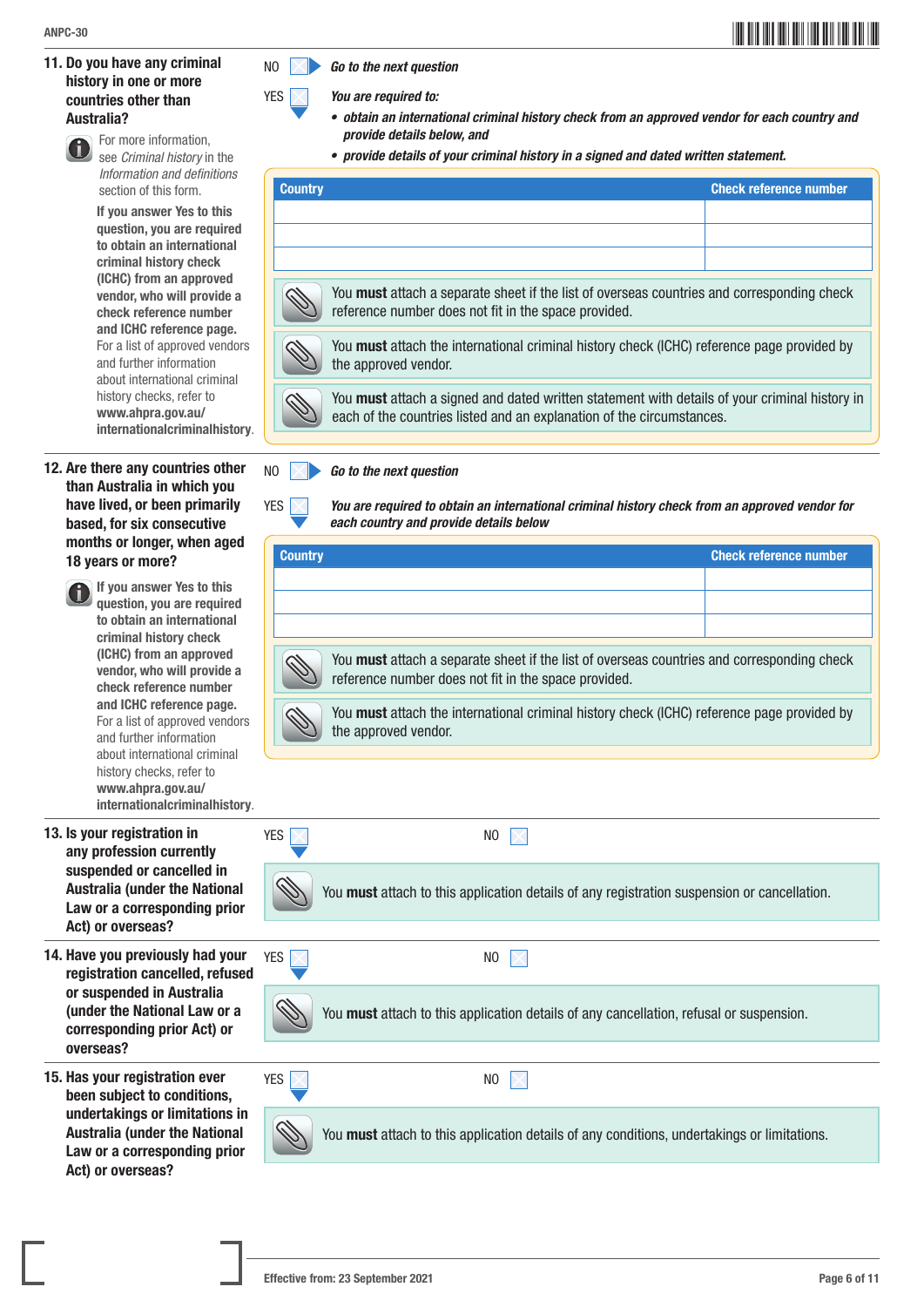**11. Do you have any criminal history in one or more countries other than Australia?**

For more information, see *Criminal history* in the *Information and definitions* section of this form.

**If you answer Yes to this question, you are required to obtain an international criminal history check (ICHC) from an approved vendor, who will provide a check reference number and ICHC reference page.** For a list of approved vendors and further information about international criminal history checks, refer to **www.ahpra.gov.au/internationalcriminalhistory**.

NO ☐ ► *Go to the next question*

YES ☐ *You are required to:*

- ***obtain an international criminal history check from an approved vendor for each country and provide details below, and***
- ***provide details of your criminal history in a signed and dated written statement.***

| Country | Check reference number |
|---|---|
| | |
| | |
| | |

You **must** attach a separate sheet if the list of overseas countries and corresponding check reference number does not fit in the space provided.

You **must** attach the international criminal history check (ICHC) reference page provided by the approved vendor.

You **must** attach a signed and dated written statement with details of your criminal history in each of the countries listed and an explanation of the circumstances.

**12. Are there any countries other than Australia in which you have lived, or been primarily based, for six consecutive months or longer, when aged 18 years or more?**

**If you answer Yes to this question, you are required to obtain an international criminal history check (ICHC) from an approved vendor, who will provide a check reference number and ICHC reference page.** For a list of approved vendors and further information about international criminal history checks, refer to **www.ahpra.gov.au/internationalcriminalhistory**.

NO ☐ ► *Go to the next question*

YES ☐ ***You are required to obtain an international criminal history check from an approved vendor for each country and provide details below***

| Country | Check reference number |
|---|---|
| | |
| | |
| | |

You **must** attach a separate sheet if the list of overseas countries and corresponding check reference number does not fit in the space provided.

You **must** attach the international criminal history check (ICHC) reference page provided by the approved vendor.

**13. Is your registration in any profession currently suspended or cancelled in Australia (under the National Law or a corresponding prior Act) or overseas?**

YES ☐ NO ☐

You **must** attach to this application details of any registration suspension or cancellation.

**14. Have you previously had your registration cancelled, refused or suspended in Australia (under the National Law or a corresponding prior Act) or overseas?**

YES ☐ NO ☐

You **must** attach to this application details of any cancellation, refusal or suspension.

**15. Has your registration ever been subject to conditions, undertakings or limitations in Australia (under the National Law or a corresponding prior Act) or overseas?**

YES ☐ NO ☐

You **must** attach to this application details of any conditions, undertakings or limitations.

Effective from: 23 September 2021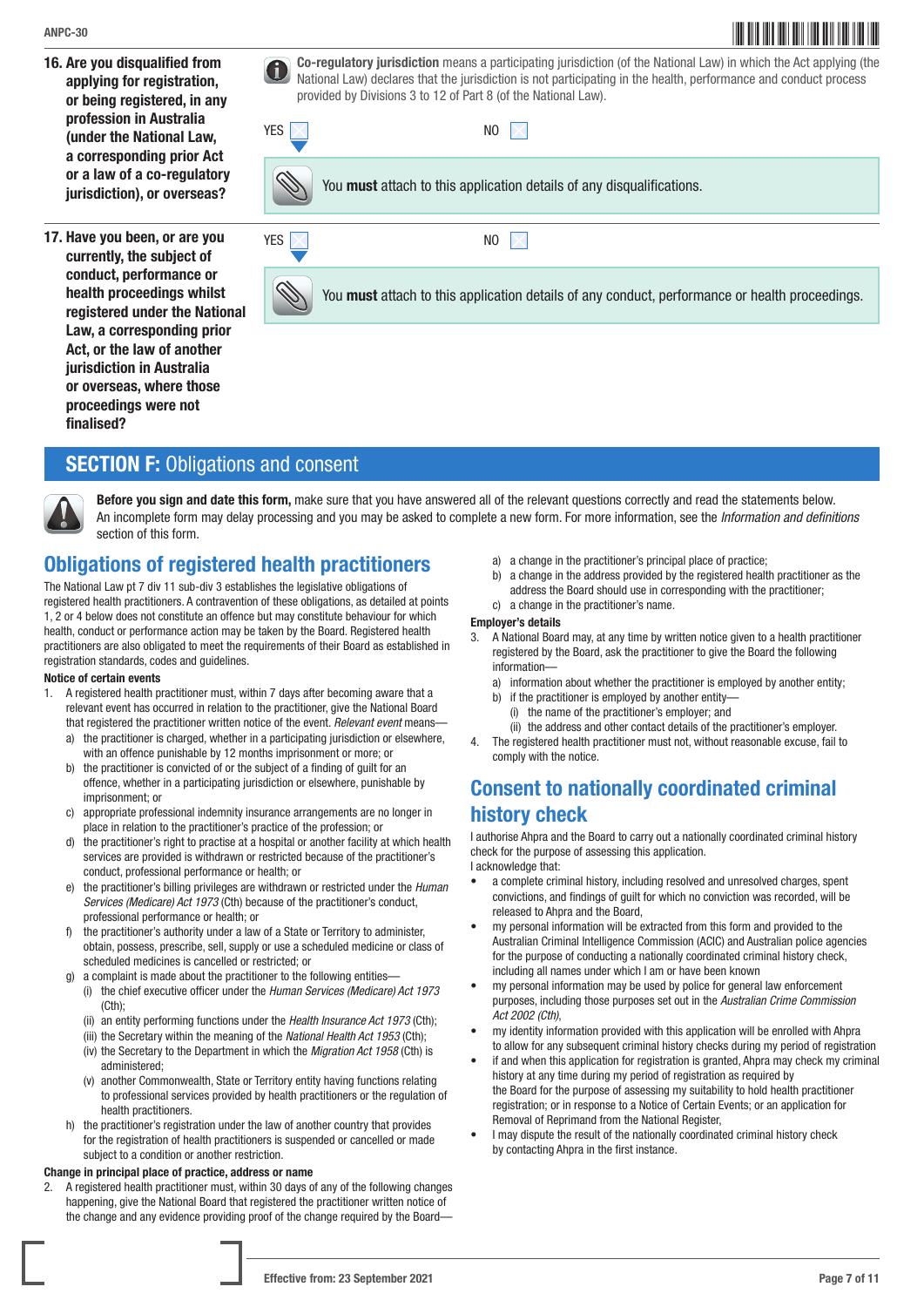**16. Are you disqualified from applying for registration, or being registered, in any profession in Australia (under the National Law, a corresponding prior Act or a law of a co-regulatory jurisdiction), or overseas?**

**Co-regulatory jurisdiction** means a participating jurisdiction (of the National Law) in which the Act applying (the National Law) declares that the jurisdiction is not participating in the health, performance and conduct process provided by Divisions 3 to 12 of Part 8 (of the National Law).

YES ☐ NO ☐

You **must** attach to this application details of any disqualifications.

**17. Have you been, or are you currently, the subject of conduct, performance or health proceedings whilst registered under the National Law, a corresponding prior Act, or the law of another jurisdiction in Australia or overseas, where those proceedings were not finalised?**

YES ☐ NO ☐

You **must** attach to this application details of any conduct, performance or health proceedings.

## SECTION F: Obligations and consent

**Before you sign and date this form,** make sure that you have answered all of the relevant questions correctly and read the statements below. An incomplete form may delay processing and you may be asked to complete a new form. For more information, see the *Information and definitions* section of this form.

### Obligations of registered health practitioners

The National Law pt 7 div 11 sub-div 3 establishes the legislative obligations of registered health practitioners. A contravention of these obligations, as detailed at points 1, 2 or 4 below does not constitute an offence but may constitute behaviour for which health, conduct or performance action may be taken by the Board. Registered health practitioners are also obligated to meet the requirements of their Board as established in registration standards, codes and guidelines.

**Notice of certain events**

1. A registered health practitioner must, within 7 days after becoming aware that a relevant event has occurred in relation to the practitioner, give the National Board that registered the practitioner written notice of the event. *Relevant event* means—
   a) the practitioner is charged, whether in a participating jurisdiction or elsewhere, with an offence punishable by 12 months imprisonment or more; or
   b) the practitioner is convicted of or the subject of a finding of guilt for an offence, whether in a participating jurisdiction or elsewhere, punishable by imprisonment; or
   c) appropriate professional indemnity insurance arrangements are no longer in place in relation to the practitioner's practice of the profession; or
   d) the practitioner's right to practise at a hospital or another facility at which health services are provided is withdrawn or restricted because of the practitioner's conduct, professional performance or health; or
   e) the practitioner's billing privileges are withdrawn or restricted under the *Human Services (Medicare) Act 1973* (Cth) because of the practitioner's conduct, professional performance or health; or
   f) the practitioner's authority under a law of a State or Territory to administer, obtain, possess, prescribe, sell, supply or use a scheduled medicine or class of scheduled medicines is cancelled or restricted; or
   g) a complaint is made about the practitioner to the following entities—
      (i) the chief executive officer under the *Human Services (Medicare) Act 1973* (Cth);
      (ii) an entity performing functions under the *Health Insurance Act 1973* (Cth);
      (iii) the Secretary within the meaning of the *National Health Act 1953* (Cth);
      (iv) the Secretary to the Department in which the *Migration Act 1958* (Cth) is administered;
      (v) another Commonwealth, State or Territory entity having functions relating to professional services provided by health practitioners or the regulation of health practitioners.
   h) the practitioner's registration under the law of another country that provides for the registration of health practitioners is suspended or cancelled or made subject to a condition or another restriction.

**Change in principal place of practice, address or name**

2. A registered health practitioner must, within 30 days of any of the following changes happening, give the National Board that registered the practitioner written notice of the change and any evidence providing proof of the change required by the Board—
   a) a change in the practitioner's principal place of practice;
   b) a change in the address provided by the registered health practitioner as the address the Board should use in corresponding with the practitioner;
   c) a change in the practitioner's name.

**Employer's details**

3. A National Board may, at any time by written notice given to a health practitioner registered by the Board, ask the practitioner to give the Board the following information—
   a) information about whether the practitioner is employed by another entity;
   b) if the practitioner is employed by another entity—
      (i) the name of the practitioner's employer; and
      (ii) the address and other contact details of the practitioner's employer.
4. The registered health practitioner must not, without reasonable excuse, fail to comply with the notice.

### Consent to nationally coordinated criminal history check

I authorise Ahpra and the Board to carry out a nationally coordinated criminal history check for the purpose of assessing this application.

I acknowledge that:

- a complete criminal history, including resolved and unresolved charges, spent convictions, and findings of guilt for which no conviction was recorded, will be released to Ahpra and the Board,
- my personal information will be extracted from this form and provided to the Australian Criminal Intelligence Commission (ACIC) and Australian police agencies for the purpose of conducting a nationally coordinated criminal history check, including all names under which I am or have been known
- my personal information may be used by police for general law enforcement purposes, including those purposes set out in the *Australian Crime Commission Act 2002 (Cth)*,
- my identity information provided with this application will be enrolled with Ahpra to allow for any subsequent criminal history checks during my period of registration
- if and when this application for registration is granted, Ahpra may check my criminal history at any time during my period of registration as required by the Board for the purpose of assessing my suitability to hold health practitioner registration; or in response to a Notice of Certain Events; or an application for Removal of Reprimand from the National Register,
- I may dispute the result of the nationally coordinated criminal history check by contacting Ahpra in the first instance.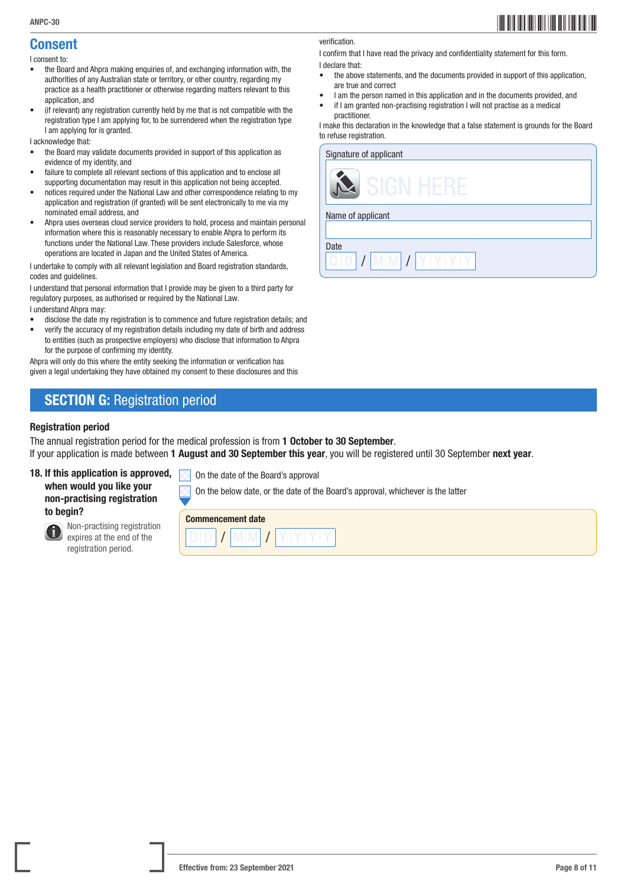## Consent

I consent to:

- the Board and Ahpra making enquiries of, and exchanging information with, the authorities of any Australian state or territory, or other country, regarding my practice as a health practitioner or otherwise regarding matters relevant to this application, and
- (if relevant) any registration currently held by me that is not compatible with the registration type I am applying for, to be surrendered when the registration type I am applying for is granted.

I acknowledge that:

- the Board may validate documents provided in support of this application as evidence of my identity, and
- failure to complete all relevant sections of this application and to enclose all supporting documentation may result in this application not being accepted.
- notices required under the National Law and other correspondence relating to my application and registration (if granted) will be sent electronically to me via my nominated email address, and
- Ahpra uses overseas cloud service providers to hold, process and maintain personal information where this is reasonably necessary to enable Ahpra to perform its functions under the National Law. These providers include Salesforce, whose operations are located in Japan and the United States of America.

I undertake to comply with all relevant legislation and Board registration standards, codes and guidelines.

I understand that personal information that I provide may be given to a third party for regulatory purposes, as authorised or required by the National Law.

I understand Ahpra may:

- disclose the date my registration is to commence and future registration details; and
- verify the accuracy of my registration details including my date of birth and address to entities (such as prospective employers) who disclose that information to Ahpra for the purpose of confirming my identity.

Ahpra will only do this where the entity seeking the information or verification has given a legal undertaking they have obtained my consent to these disclosures and this verification.

I confirm that I have read the privacy and confidentiality statement for this form.

I declare that:

- the above statements, and the documents provided in support of this application, are true and correct
- I am the person named in this application and in the documents provided, and
- if I am granted non-practising registration I will not practise as a medical practitioner.

I make this declaration in the knowledge that a false statement is grounds for the Board to refuse registration.

Signature of applicant

SIGN HERE

Name of applicant

Date

D D / M M / Y Y Y Y

## SECTION G: Registration period

### Registration period

The annual registration period for the medical profession is from **1 October to 30 September**.

If your application is made between **1 August and 30 September this year**, you will be registered until 30 September **next year**.

**18. If this application is approved, when would you like your non-practising registration to begin?**

Non-practising registration expires at the end of the registration period.

☐ On the date of the Board's approval

☐ On the below date, or the date of the Board's approval, whichever is the latter

**Commencement date**

D D / M M / Y Y Y Y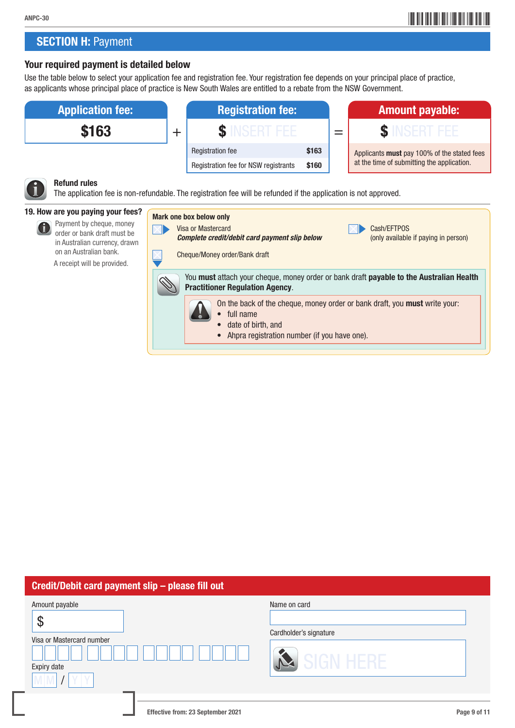ANPC-30

## SECTION H: Payment

### Your required payment is detailed below

Use the table below to select your application fee and registration fee. Your registration fee depends on your principal place of practice, as applicants whose principal place of practice is New South Wales are entitled to a rebate from the NSW Government.

| Application fee: | | Registration fee: | | Amount payable: |
|---|---|---|---|---|
| **$163** | + | $ INSERT FEE | = | $ INSERT FEE |

| Registration fee | $163 |
|---|---|
| Registration fee for NSW registrants | $160 |

Applicants **must** pay 100% of the stated fees at the time of submitting the application.

**Refund rules**

The application fee is non-refundable. The registration fee will be refunded if the application is not approved.

**19. How are you paying your fees?**

Payment by cheque, money order or bank draft must be in Australian currency, drawn on an Australian bank.

A receipt will be provided.

**Mark one box below only**

- ☐ Visa or Mastercard
  ***Complete credit/debit card payment slip below***
- ☐ Cash/EFTPOS
  (only available if paying in person)
- ☐ Cheque/Money order/Bank draft

You **must** attach your cheque, money order or bank draft **payable to the Australian Health Practitioner Regulation Agency**.

On the back of the cheque, money order or bank draft, you **must** write your:
- full name
- date of birth, and
- Ahpra registration number (if you have one).

### Credit/Debit card payment slip – please fill out

Amount payable

$ ____________

Visa or Mastercard number

☐☐☐☐ ☐☐☐☐ ☐☐☐☐ ☐☐☐☐

Expiry date

MM / YY

Name on card

____________

Cardholder's signature

SIGN HERE

Effective from: 23 September 2021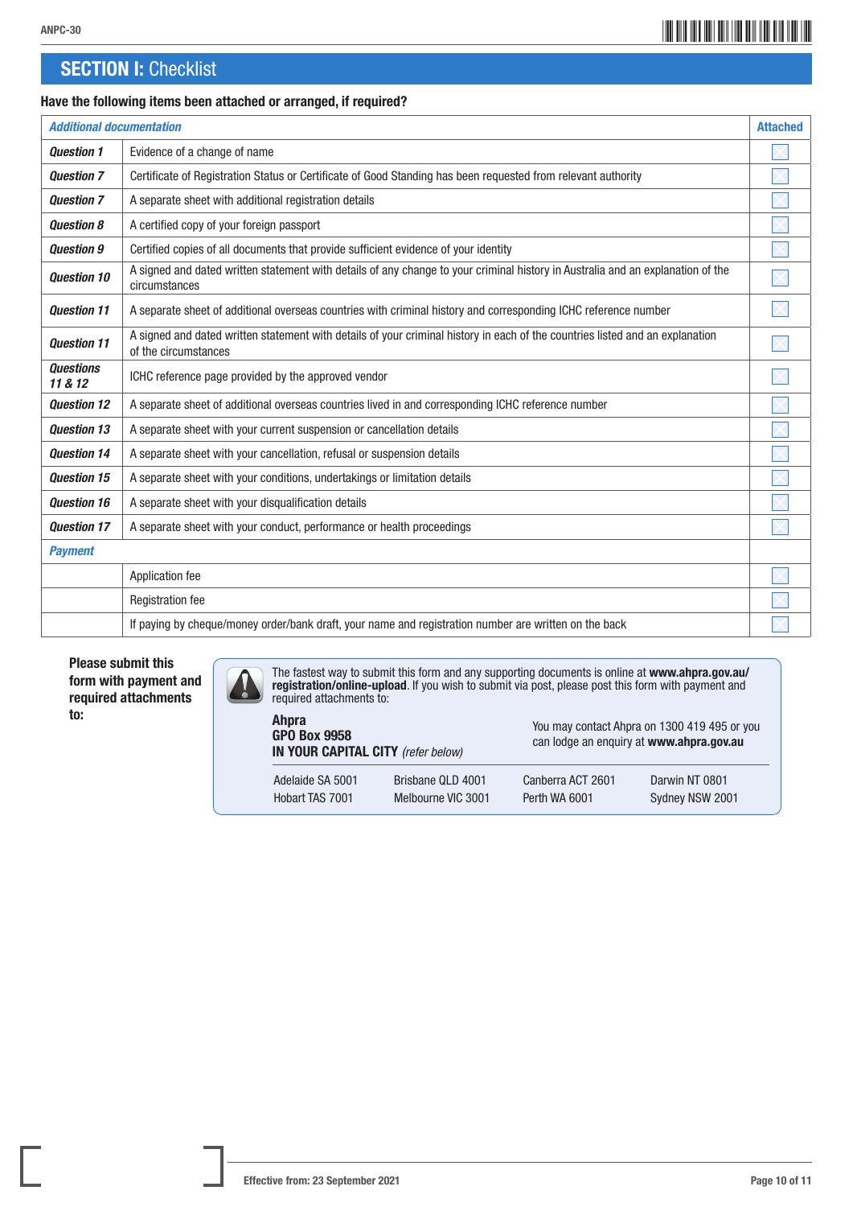ANPC-30

## SECTION I: Checklist

**Have the following items been attached or arranged, if required?**

| *Additional documentation* | | Attached |
|---|---|---|
| ***Question 1*** | Evidence of a change of name | ☐ |
| ***Question 7*** | Certificate of Registration Status or Certificate of Good Standing has been requested from relevant authority | ☐ |
| ***Question 7*** | A separate sheet with additional registration details | ☐ |
| ***Question 8*** | A certified copy of your foreign passport | ☐ |
| ***Question 9*** | Certified copies of all documents that provide sufficient evidence of your identity | ☐ |
| ***Question 10*** | A signed and dated written statement with details of any change to your criminal history in Australia and an explanation of the circumstances | ☐ |
| ***Question 11*** | A separate sheet of additional overseas countries with criminal history and corresponding ICHC reference number | ☐ |
| ***Question 11*** | A signed and dated written statement with details of your criminal history in each of the countries listed and an explanation of the circumstances | ☐ |
| ***Questions 11 & 12*** | ICHC reference page provided by the approved vendor | ☐ |
| ***Question 12*** | A separate sheet of additional overseas countries lived in and corresponding ICHC reference number | ☐ |
| ***Question 13*** | A separate sheet with your current suspension or cancellation details | ☐ |
| ***Question 14*** | A separate sheet with your cancellation, refusal or suspension details | ☐ |
| ***Question 15*** | A separate sheet with your conditions, undertakings or limitation details | ☐ |
| ***Question 16*** | A separate sheet with your disqualification details | ☐ |
| ***Question 17*** | A separate sheet with your conduct, performance or health proceedings | ☐ |
| ***Payment*** | | |
| | Application fee | ☐ |
| | Registration fee | ☐ |
| | If paying by cheque/money order/bank draft, your name and registration number are written on the back | ☐ |

**Please submit this form with payment and required attachments to:**

The fastest way to submit this form and any supporting documents is online at **www.ahpra.gov.au/registration/online-upload**. If you wish to submit via post, please post this form with payment and required attachments to:

**Ahpra**
**GPO Box 9958**
**IN YOUR CAPITAL CITY** *(refer below)*

You may contact Ahpra on 1300 419 495 or you can lodge an enquiry at **www.ahpra.gov.au**

| | | | |
|---|---|---|---|
| Adelaide SA 5001 | Brisbane QLD 4001 | Canberra ACT 2601 | Darwin NT 0801 |
| Hobart TAS 7001 | Melbourne VIC 3001 | Perth WA 6001 | Sydney NSW 2001 |

Effective from: 23 September 2021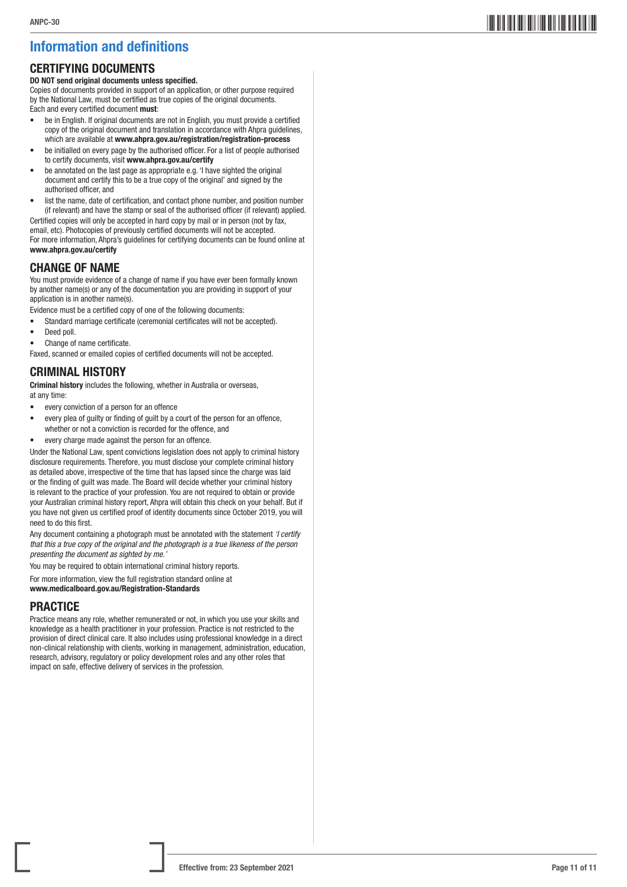# Information and definitions

## CERTIFYING DOCUMENTS

**DO NOT send original documents unless specified.**

Copies of documents provided in support of an application, or other purpose required by the National Law, must be certified as true copies of the original documents.

Each and every certified document **must**:

- be in English. If original documents are not in English, you must provide a certified copy of the original document and translation in accordance with Ahpra guidelines, which are available at **www.ahpra.gov.au/registration/registration-process**
- be initialled on every page by the authorised officer. For a list of people authorised to certify documents, visit **www.ahpra.gov.au/certify**
- be annotated on the last page as appropriate e.g. 'I have sighted the original document and certify this to be a true copy of the original' and signed by the authorised officer, and
- list the name, date of certification, and contact phone number, and position number (if relevant) and have the stamp or seal of the authorised officer (if relevant) applied.

Certified copies will only be accepted in hard copy by mail or in person (not by fax, email, etc). Photocopies of previously certified documents will not be accepted.

For more information, Ahpra's guidelines for certifying documents can be found online at **www.ahpra.gov.au/certify**

## CHANGE OF NAME

You must provide evidence of a change of name if you have ever been formally known by another name(s) or any of the documentation you are providing in support of your application is in another name(s).

Evidence must be a certified copy of one of the following documents:

- Standard marriage certificate (ceremonial certificates will not be accepted).
- Deed poll.
- Change of name certificate.

Faxed, scanned or emailed copies of certified documents will not be accepted.

## CRIMINAL HISTORY

**Criminal history** includes the following, whether in Australia or overseas, at any time:

- every conviction of a person for an offence
- every plea of guilty or finding of guilt by a court of the person for an offence, whether or not a conviction is recorded for the offence, and
- every charge made against the person for an offence.

Under the National Law, spent convictions legislation does not apply to criminal history disclosure requirements. Therefore, you must disclose your complete criminal history as detailed above, irrespective of the time that has lapsed since the charge was laid or the finding of guilt was made. The Board will decide whether your criminal history is relevant to the practice of your profession. You are not required to obtain or provide your Australian criminal history report, Ahpra will obtain this check on your behalf. But if you have not given us certified proof of identity documents since October 2019, you will need to do this first.

Any document containing a photograph must be annotated with the statement *'I certify that this a true copy of the original and the photograph is a true likeness of the person presenting the document as sighted by me.'*

You may be required to obtain international criminal history reports.

For more information, view the full registration standard online at **www.medicalboard.gov.au/Registration-Standards**

## PRACTICE

Practice means any role, whether remunerated or not, in which you use your skills and knowledge as a health practitioner in your profession. Practice is not restricted to the provision of direct clinical care. It also includes using professional knowledge in a direct non-clinical relationship with clients, working in management, administration, education, research, advisory, regulatory or policy development roles and any other roles that impact on safe, effective delivery of services in the profession.

Effective from: 23 September 2021